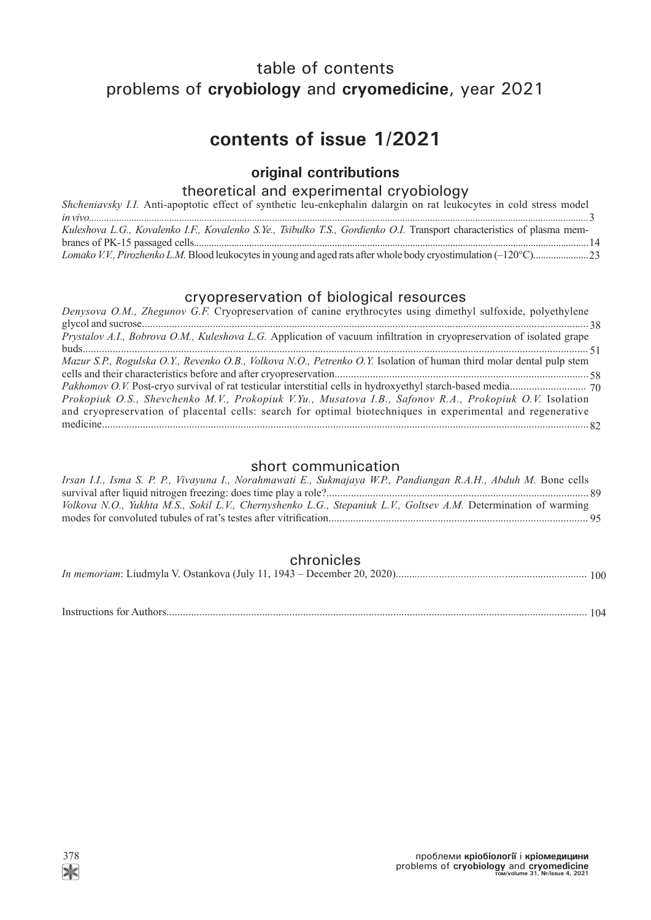# table of contents
# problems of **cryobiology** and **cryomedicine**, year 2021

## contents of issue 1/2021

### original contributions

#### theoretical and experimental cryobiology

*Shcheniavsky I.I.* Anti-apoptotic effect of synthetic leu-enkephalin dalargin on rat leukocytes in cold stress model *in vivo*.......... 3

*Kuleshova L.G., Kovalenko I.F., Kovalenko S.Ye., Tsibulko T.S., Gordienko O.I.* Transport characteristics of plasma membranes of PK-15 passaged cells.......... 14

*Lomako V.V., Pirozhenko L.M.* Blood leukocytes in young and aged rats after whole body cryostimulation (–120°C).......... 23

#### cryopreservation of biological resources

*Denysova O.M., Zhegunov G.F.* Cryopreservation of canine erythrocytes using dimethyl sulfoxide, polyethylene glycol and sucrose.......... 38

*Prystalov A.I., Bobrova O.M., Kuleshova L.G.* Application of vacuum infiltration in cryopreservation of isolated grape buds.......... 51

*Mazur S.P., Rogulska O.Y., Revenko O.B., Volkova N.O., Petrenko O.Y.* Isolation of human third molar dental pulp stem cells and their characteristics before and after cryopreservation.......... 58

*Pakhomov O.V.* Post-cryo survival of rat testicular interstitial cells in hydroxyethyl starch-based media.......... 70

*Prokopiuk O.S., Shevchenko M.V., Prokopiuk V.Yu., Musatova I.B., Safonov R.A., Prokopiuk O.V.* Isolation and cryopreservation of placental cells: search for optimal biotechniques in experimental and regenerative medicine.......... 82

#### short communication

*Irsan I.I., Isma S. P. P., Vivayuna I., Norahmawati E., Sukmajaya W.P., Pandiangan R.A.H., Abduh M.* Bone cells survival after liquid nitrogen freezing: does time play a role?.......... 89

*Volkova N.O., Yukhta M.S., Sokil L.V., Chernyshenko L.G., Stepaniuk L.V., Goltsev A.M.* Determination of warming modes for convoluted tubules of rat's testes after vitrification.......... 95

#### chronicles

*In memoriam*: Liudmyla V. Ostankova (July 11, 1943 – December 20, 2020).......... 100

Instructions for Authors.......... 104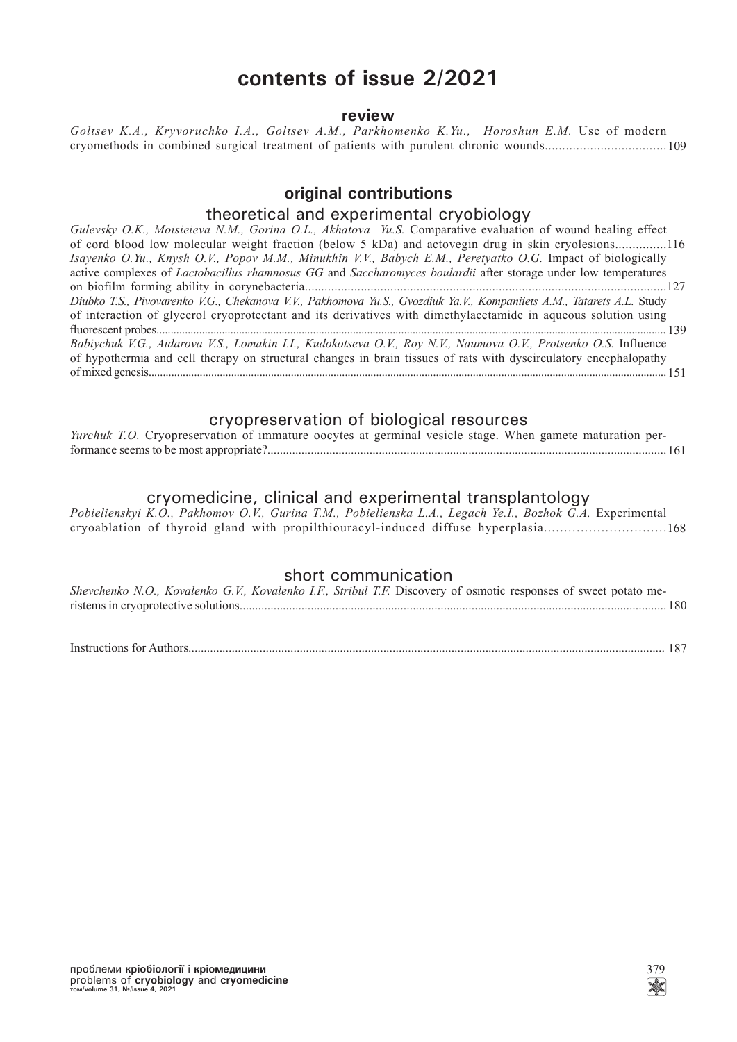# contents of issue 2/2021

## review

*Goltsev K.A., Kryvoruchko I.A., Goltsev A.M., Parkhomenko K.Yu., Horoshun E.M.* Use of modern cryomethods in combined surgical treatment of patients with purulent chronic wounds.................................. 109

## original contributions

### theoretical and experimental cryobiology

*Gulevsky O.K., Moisieieva N.M., Gorina O.L., Akhatova Yu.S.* Comparative evaluation of wound healing effect of cord blood low molecular weight fraction (below 5 kDa) and actovegin drug in skin cryolesions...............116

*Isayenko O.Yu., Knysh O.V., Popov M.M., Minukhin V.V., Babych E.M., Peretyatko O.G.* Impact of biologically active complexes of *Lactobacillus rhamnosus GG* and *Saccharomyces boulardii* after storage under low temperatures on biofilm forming ability in corynebacteria.............................................................................................................127

*Diubko T.S., Pivovarenko V.G., Chekanova V.V., Pakhomova Yu.S., Gvozdiuk Ya.V., Kompaniiets A.M., Tatarets A.L.* Study of interaction of glycerol cryoprotectant and its derivatives with dimethylacetamide in aqueous solution using fluorescent probes............................................................................................................................................................... 139

*Babiychuk V.G., Aidarova V.S., Lomakin I.I., Kudokotseva O.V., Roy N.V., Naumova O.V., Protsenko O.S.* Influence of hypothermia and cell therapy on structural changes in brain tissues of rats with dyscirculatory encephalopathy of mixed genesis..................................................................................................................................................................... 151

### cryopreservation of biological resources

*Yurchuk T.O.* Cryopreservation of immature oocytes at germinal vesicle stage. When gamete maturation performance seems to be most appropriate?................................................................................................................................. 161

### cryomedicine, clinical and experimental transplantology

*Pobielienskyi K.O., Pakhomov O.V., Gurina T.M., Pobielienska L.A., Legach Ye.I., Bozhok G.A.* Experimental cryoablation of thyroid gland with propilthiouracyl-induced diffuse hyperplasia.............................168

### short communication

*Shevchenko N.O., Kovalenko G.V., Kovalenko I.F., Stribul T.F.* Discovery of osmotic responses of sweet potato meristems in cryoprotective solutions......................................................................................................................................... 180

Instructions for Authors......................................................................................................................................................... 187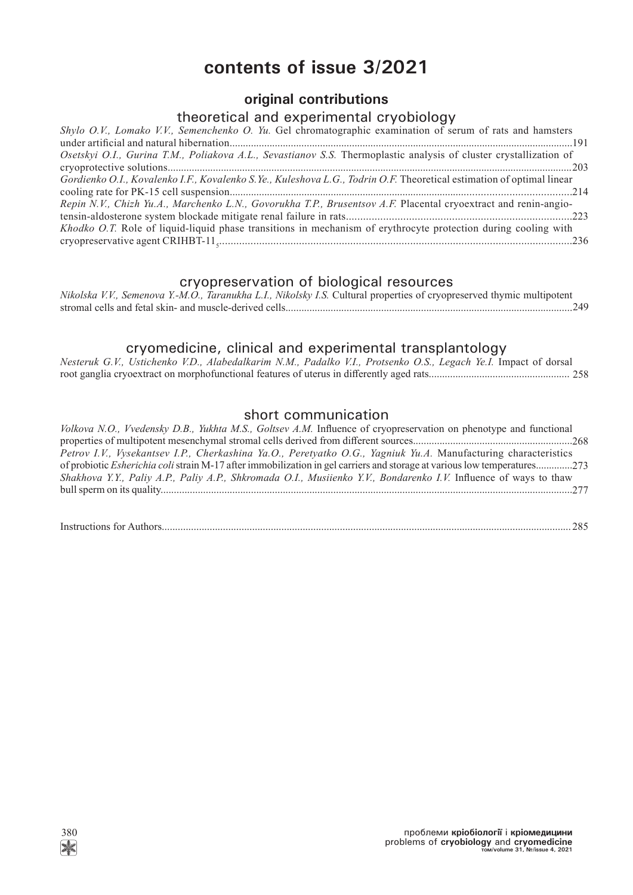# contents of issue 3/2021

## original contributions

### theoretical and experimental cryobiology

*Shylo O.V., Lomako V.V., Semenchenko O. Yu.* Gel chromatographic examination of serum of rats and hamsters under artificial and natural hibernation.......191

*Osetskyi O.I., Gurina T.M., Poliakova A.L., Sevastianov S.S.* Thermoplastic analysis of cluster crystallization of cryoprotective solutions.......203

*Gordienko O.I., Kovalenko I.F., Kovalenko S.Ye., Kuleshova L.G., Todrin O.F.* Theoretical estimation of optimal linear cooling rate for PK-15 cell suspension.......214

*Repin N.V., Chizh Yu.A., Marchenko L.N., Govorukha T.P., Brusentsov A.F.* Placental cryoextract and renin-angiotensin-aldosterone system blockade mitigate renal failure in rats.......223

*Khodko O.T.* Role of liquid-liquid phase transitions in mechanism of erythrocyte protection during cooling with cryopreservative agent CRIHBT-$11_3$.......236

### cryopreservation of biological resources

*Nikolska V.V., Semenova Y.-M.O., Taranukha L.I., Nikolsky I.S.* Cultural properties of cryopreserved thymic multipotent stromal cells and fetal skin- and muscle-derived cells.......249

### cryomedicine, clinical and experimental transplantology

*Nesteruk G.V., Ustichenko V.D., Alabedalkarim N.M., Padalko V.I., Protsenko O.S., Legach Ye.I.* Impact of dorsal root ganglia cryoextract on morphofunctional features of uterus in differently aged rats.......258

### short communication

*Volkova N.O., Vvedensky D.B., Yukhta M.S., Goltsev A.M.* Influence of cryopreservation on phenotype and functional properties of multipotent mesenchymal stromal cells derived from different sources.......268

*Petrov I.V., Vysekantsev I.P., Cherkashina Ya.O., Peretyatko O.G., Yagniuk Yu.A.* Manufacturing characteristics of probiotic *Esherichia coli* strain M-17 after immobilization in gel carriers and storage at various low temperatures.......273

*Shakhova Y.Y., Paliy A.P., Paliy A.P., Shkromada O.I., Musiienko Y.V., Bondarenko I.V.* Influence of ways to thaw bull sperm on its quality.......277

Instructions for Authors.......285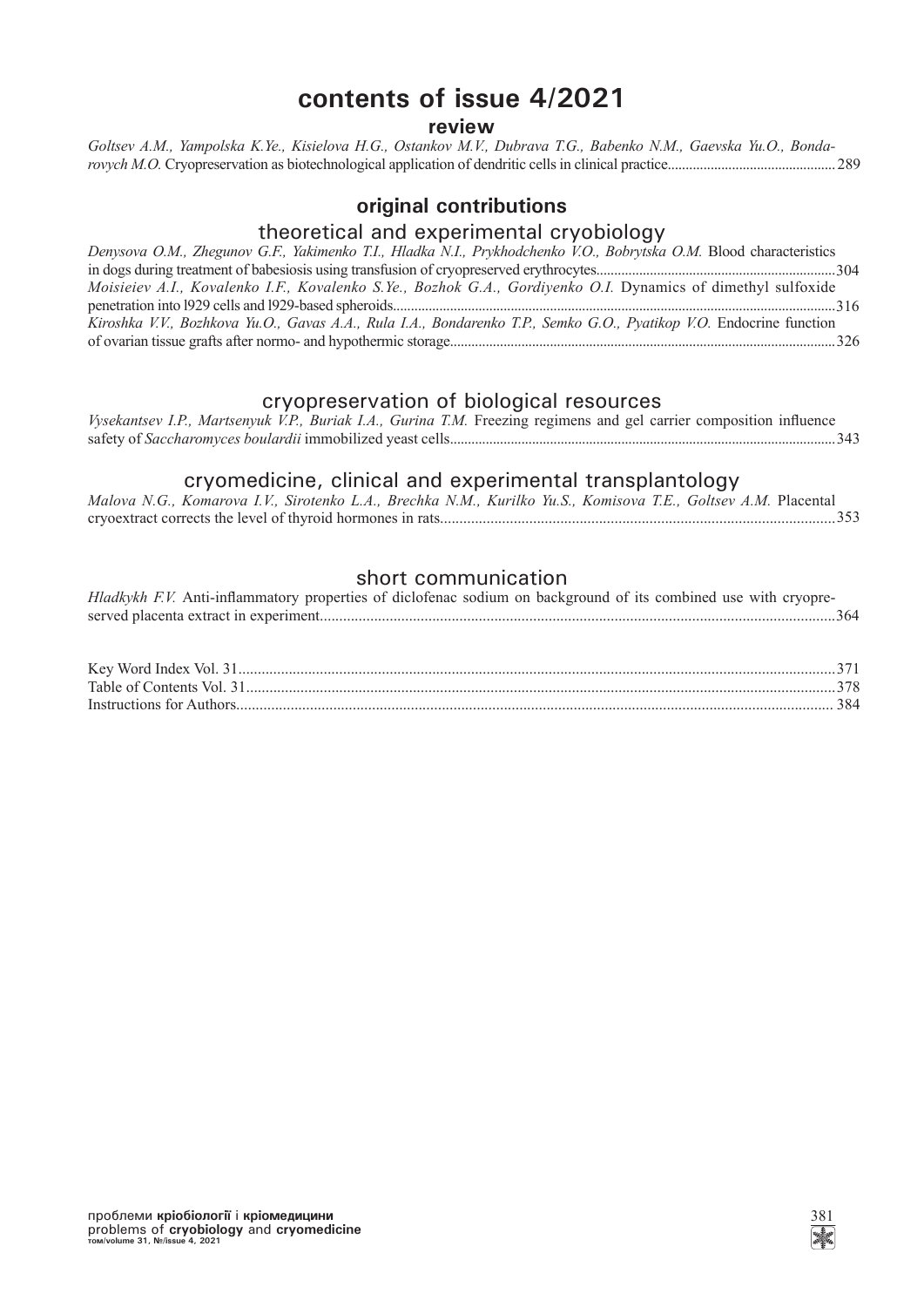# contents of issue 4/2021

## review

*Goltsev A.M., Yampolska K.Ye., Kisielova H.G., Ostankov M.V., Dubrava T.G., Babenko N.M., Gaevska Yu.O., Bondarovych M.O.* Cryopreservation as biotechnological application of dendritic cells in clinical practice.............................................. 289

## original contributions

### theoretical and experimental cryobiology

*Denysova O.M., Zhegunov G.F., Yakimenko T.I., Hladka N.I., Prykhodchenko V.O., Bobrytska O.M.* Blood characteristics in dogs during treatment of babesiosis using transfusion of cryopreserved erythrocytes..................................................................304

*Moisieiev A.I., Kovalenko I.F., Kovalenko S.Ye., Bozhok G.A., Gordiyenko O.I.* Dynamics of dimethyl sulfoxide penetration into l929 cells and l929-based spheroids..........................................................................................................................316

*Kiroshka V.V., Bozhkova Yu.O., Gavas A.A., Rula I.A., Bondarenko T.P., Semko G.O., Pyatikop V.O.* Endocrine function of ovarian tissue grafts after normo- and hypothermic storage..........................................................................................................326

### cryopreservation of biological resources

*Vysekantsev I.P., Martsenyuk V.P., Buriak I.A., Gurina T.M.* Freezing regimens and gel carrier composition influence safety of *Saccharomyces boulardii* immobilized yeast cells...........................................................................................................343

### cryomedicine, clinical and experimental transplantology

*Malova N.G., Komarova I.V., Sirotenko L.A., Brechka N.M., Kurilko Yu.S., Komisova T.E., Goltsev A.M.* Placental cryoextract corrects the level of thyroid hormones in rats......................................................................................................353

### short communication

*Hladkykh F.V.* Anti-inflammatory properties of diclofenac sodium on background of its combined use with cryopreserved placenta extract in experiment....................................................................................................................................364

Key Word Index Vol. 31........................................................................................................................................371
Table of Contents Vol. 31......................................................................................................................................378
Instructions for Authors......................................................................................................................................... 384